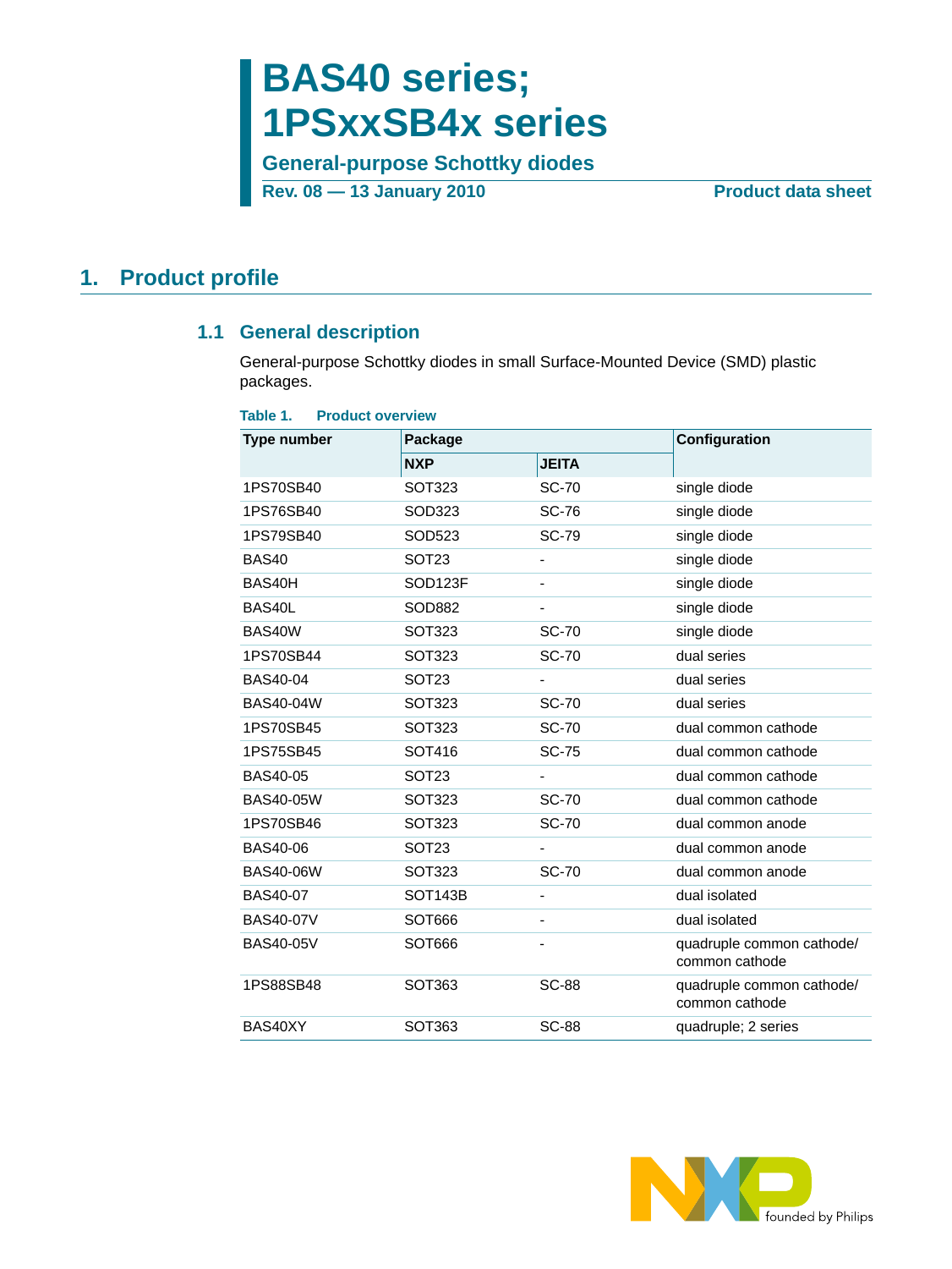# BAS40 series; 1PSxxSB4x series

## General-purpose Schottky diodes

**Rev. 08 — 13 January 2010** **Product data sheet**

## 1. Product profile

### 1.1 General description

General-purpose Schottky diodes in small Surface-Mounted Device (SMD) plastic packages.

**Table 1. Product overview**

| Type number | Package | | Configuration |
|---|---|---|---|
| | NXP | JEITA | |
| 1PS70SB40 | SOT323 | SC-70 | single diode |
| 1PS76SB40 | SOD323 | SC-76 | single diode |
| 1PS79SB40 | SOD523 | SC-79 | single diode |
| BAS40 | SOT23 | - | single diode |
| BAS40H | SOD123F | - | single diode |
| BAS40L | SOD882 | - | single diode |
| BAS40W | SOT323 | SC-70 | single diode |
| 1PS70SB44 | SOT323 | SC-70 | dual series |
| BAS40-04 | SOT23 | - | dual series |
| BAS40-04W | SOT323 | SC-70 | dual series |
| 1PS70SB45 | SOT323 | SC-70 | dual common cathode |
| 1PS75SB45 | SOT416 | SC-75 | dual common cathode |
| BAS40-05 | SOT23 | - | dual common cathode |
| BAS40-05W | SOT323 | SC-70 | dual common cathode |
| 1PS70SB46 | SOT323 | SC-70 | dual common anode |
| BAS40-06 | SOT23 | - | dual common anode |
| BAS40-06W | SOT323 | SC-70 | dual common anode |
| BAS40-07 | SOT143B | - | dual isolated |
| BAS40-07V | SOT666 | - | dual isolated |
| BAS40-05V | SOT666 | - | quadruple common cathode/ common cathode |
| 1PS88SB48 | SOT363 | SC-88 | quadruple common cathode/ common cathode |
| BAS40XY | SOT363 | SC-88 | quadruple; 2 series |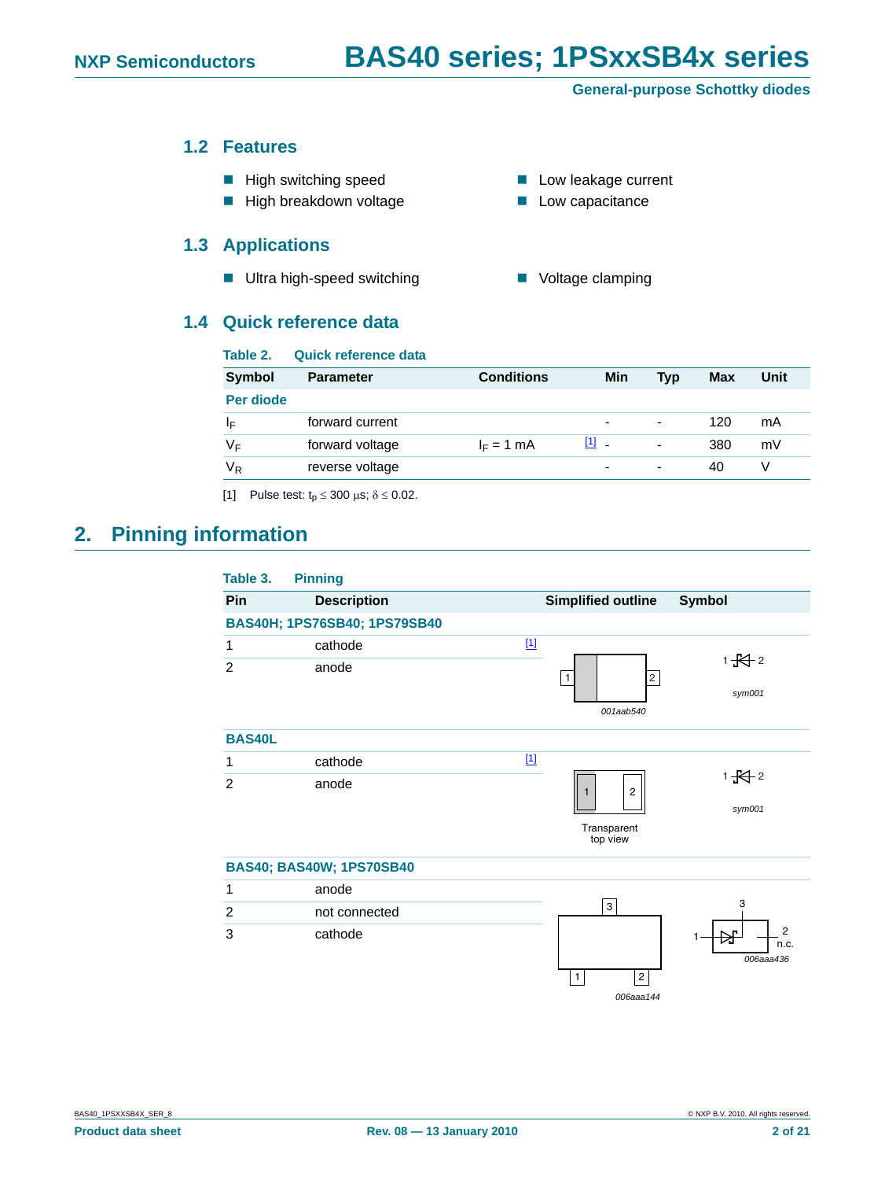## 1.2 Features

- High switching speed
- High breakdown voltage
- Low leakage current
- Low capacitance

## 1.3 Applications

- Ultra high-speed switching
- Voltage clamping

## 1.4 Quick reference data

**Table 2. Quick reference data**

| Symbol | Parameter | Conditions | | Min | Typ | Max | Unit |
|---|---|---|---|---|---|---|---|
| **Per diode** | | | | | | | |
| $I_F$ | forward current | | | - | - | 120 | mA |
| $V_F$ | forward voltage | $I_F$ = 1 mA | [1] | - | - | 380 | mV |
| $V_R$ | reverse voltage | | | - | - | 40 | V |

[1] Pulse test: $t_p \leq 300$ µs; $\delta \leq 0.02$.

# 2. Pinning information

**Table 3. Pinning**

| Pin | Description | | Simplified outline | Symbol |
|---|---|---|---|---|
| **BAS40H; 1PS76SB40; 1PS79SB40** | | | | |
| 1 | cathode | [1] | 001aab540 | sym001 |
| 2 | anode | | | |
| **BAS40L** | | | | |
| 1 | cathode | [1] | Transparent top view | sym001 |
| 2 | anode | | | |
| **BAS40; BAS40W; 1PS70SB40** | | | | |
| 1 | anode | | 006aaa144 | 006aaa436 |
| 2 | not connected | | | |
| 3 | cathode | | | |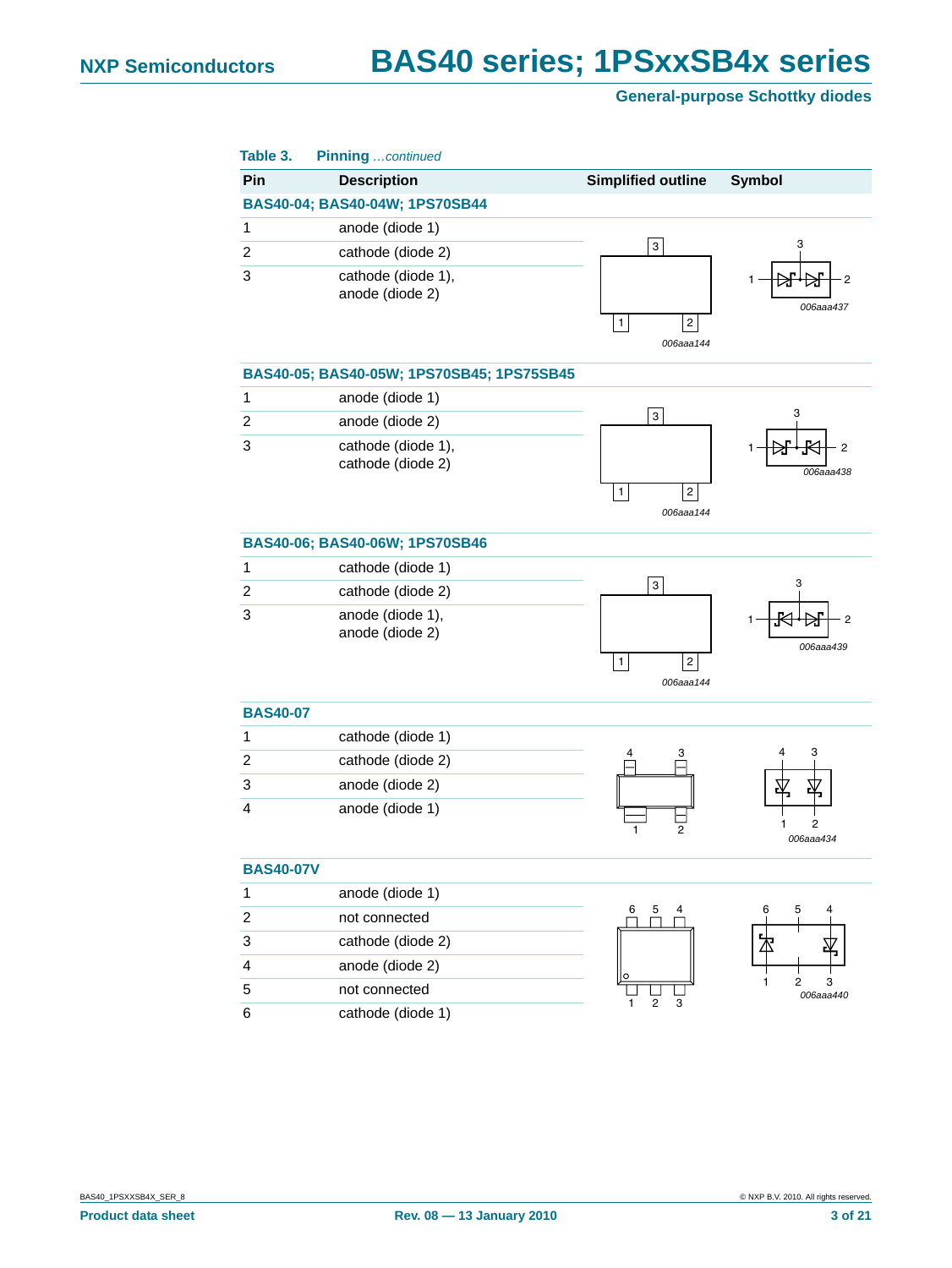**Table 3. Pinning** *…continued*

| Pin | Description | Simplified outline | Symbol |
|---|---|---|---|
| **BAS40-04; BAS40-04W; 1PS70SB44** | | | |
| 1 | anode (diode 1) | | |
| 2 | cathode (diode 2) | | |
| 3 | cathode (diode 1), anode (diode 2) | | |
| **BAS40-05; BAS40-05W; 1PS70SB45; 1PS75SB45** | | | |
| 1 | anode (diode 1) | | |
| 2 | anode (diode 2) | | |
| 3 | cathode (diode 1), cathode (diode 2) | | |
| **BAS40-06; BAS40-06W; 1PS70SB46** | | | |
| 1 | cathode (diode 1) | | |
| 2 | cathode (diode 2) | | |
| 3 | anode (diode 1), anode (diode 2) | | |
| **BAS40-07** | | | |
| 1 | cathode (diode 1) | | |
| 2 | cathode (diode 2) | | |
| 3 | anode (diode 2) | | |
| 4 | anode (diode 1) | | |
| **BAS40-07V** | | | |
| 1 | anode (diode 1) | | |
| 2 | not connected | | |
| 3 | cathode (diode 2) | | |
| 4 | anode (diode 2) | | |
| 5 | not connected | | |
| 6 | cathode (diode 1) | | |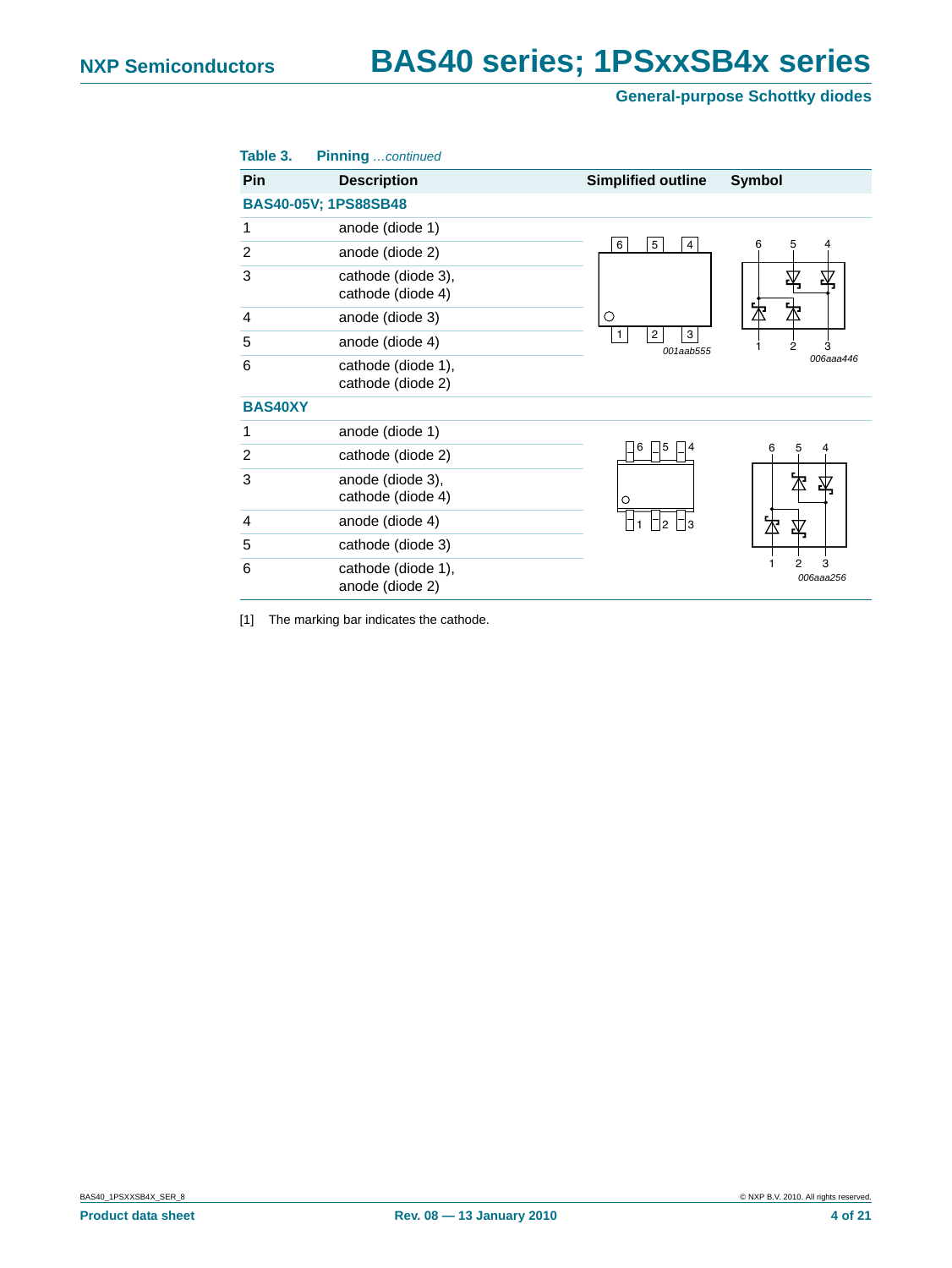**Table 3. Pinning** *...continued*

| Pin | Description | Simplified outline | Symbol |
|---|---|---|---|
| **BAS40-05V; 1PS88SB48** | | | |
| 1 | anode (diode 1) | | |
| 2 | anode (diode 2) | | |
| 3 | cathode (diode 3), cathode (diode 4) | | |
| 4 | anode (diode 3) | | |
| 5 | anode (diode 4) | | |
| 6 | cathode (diode 1), cathode (diode 2) | | |
| **BAS40XY** | | | |
| 1 | anode (diode 1) | | |
| 2 | cathode (diode 2) | | |
| 3 | anode (diode 3), cathode (diode 4) | | |
| 4 | anode (diode 4) | | |
| 5 | cathode (diode 3) | | |
| 6 | cathode (diode 1), anode (diode 2) | | |

[1] The marking bar indicates the cathode.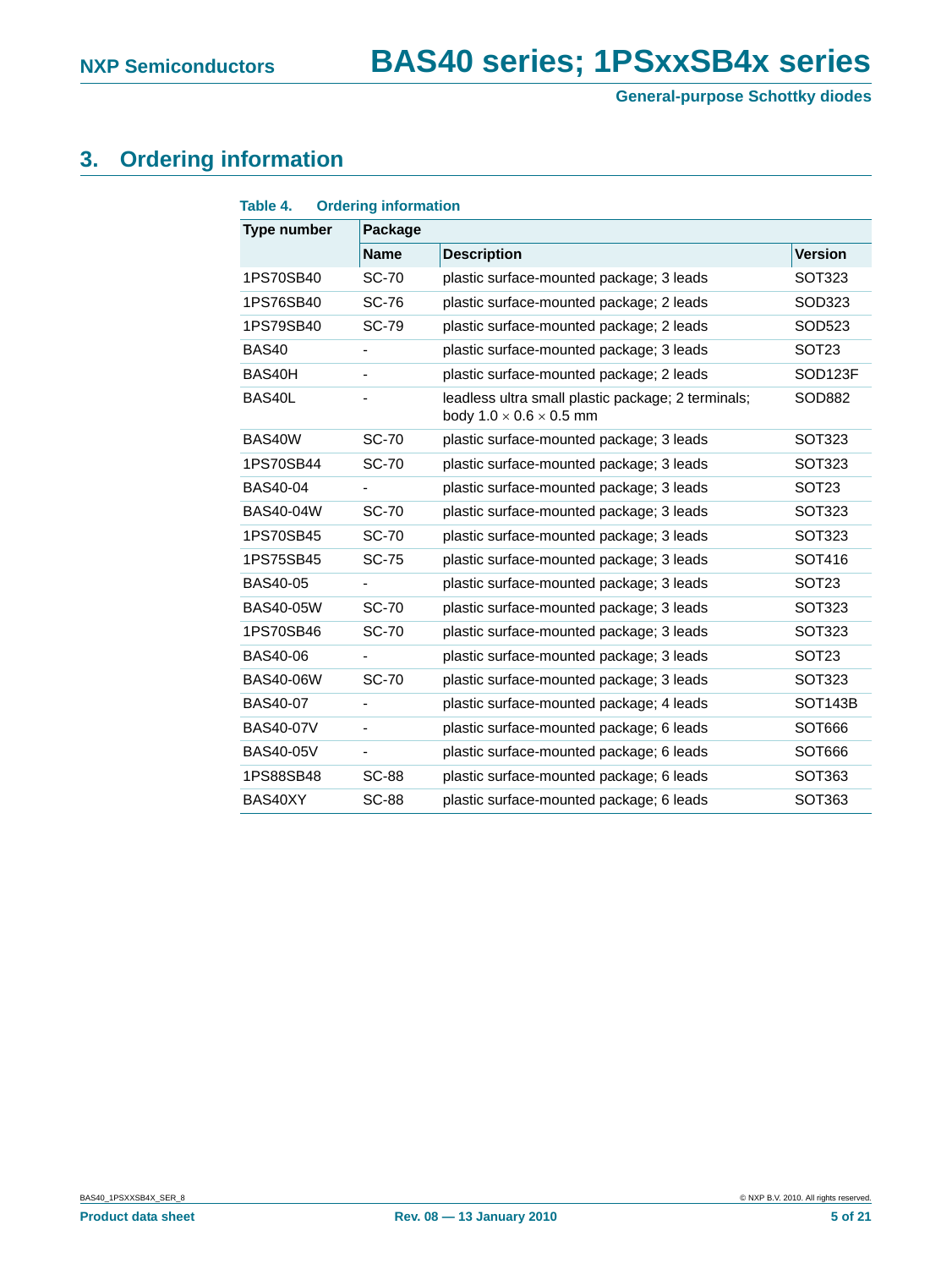## 3. Ordering information

**Table 4. Ordering information**

| Type number | Package | | |
|---|---|---|---|
| | Name | Description | Version |
| 1PS70SB40 | SC-70 | plastic surface-mounted package; 3 leads | SOT323 |
| 1PS76SB40 | SC-76 | plastic surface-mounted package; 2 leads | SOD323 |
| 1PS79SB40 | SC-79 | plastic surface-mounted package; 2 leads | SOD523 |
| BAS40 | - | plastic surface-mounted package; 3 leads | SOT23 |
| BAS40H | - | plastic surface-mounted package; 2 leads | SOD123F |
| BAS40L | - | leadless ultra small plastic package; 2 terminals; body 1.0 × 0.6 × 0.5 mm | SOD882 |
| BAS40W | SC-70 | plastic surface-mounted package; 3 leads | SOT323 |
| 1PS70SB44 | SC-70 | plastic surface-mounted package; 3 leads | SOT323 |
| BAS40-04 | - | plastic surface-mounted package; 3 leads | SOT23 |
| BAS40-04W | SC-70 | plastic surface-mounted package; 3 leads | SOT323 |
| 1PS70SB45 | SC-70 | plastic surface-mounted package; 3 leads | SOT323 |
| 1PS75SB45 | SC-75 | plastic surface-mounted package; 3 leads | SOT416 |
| BAS40-05 | - | plastic surface-mounted package; 3 leads | SOT23 |
| BAS40-05W | SC-70 | plastic surface-mounted package; 3 leads | SOT323 |
| 1PS70SB46 | SC-70 | plastic surface-mounted package; 3 leads | SOT323 |
| BAS40-06 | - | plastic surface-mounted package; 3 leads | SOT23 |
| BAS40-06W | SC-70 | plastic surface-mounted package; 3 leads | SOT323 |
| BAS40-07 | - | plastic surface-mounted package; 4 leads | SOT143B |
| BAS40-07V | - | plastic surface-mounted package; 6 leads | SOT666 |
| BAS40-05V | - | plastic surface-mounted package; 6 leads | SOT666 |
| 1PS88SB48 | SC-88 | plastic surface-mounted package; 6 leads | SOT363 |
| BAS40XY | SC-88 | plastic surface-mounted package; 6 leads | SOT363 |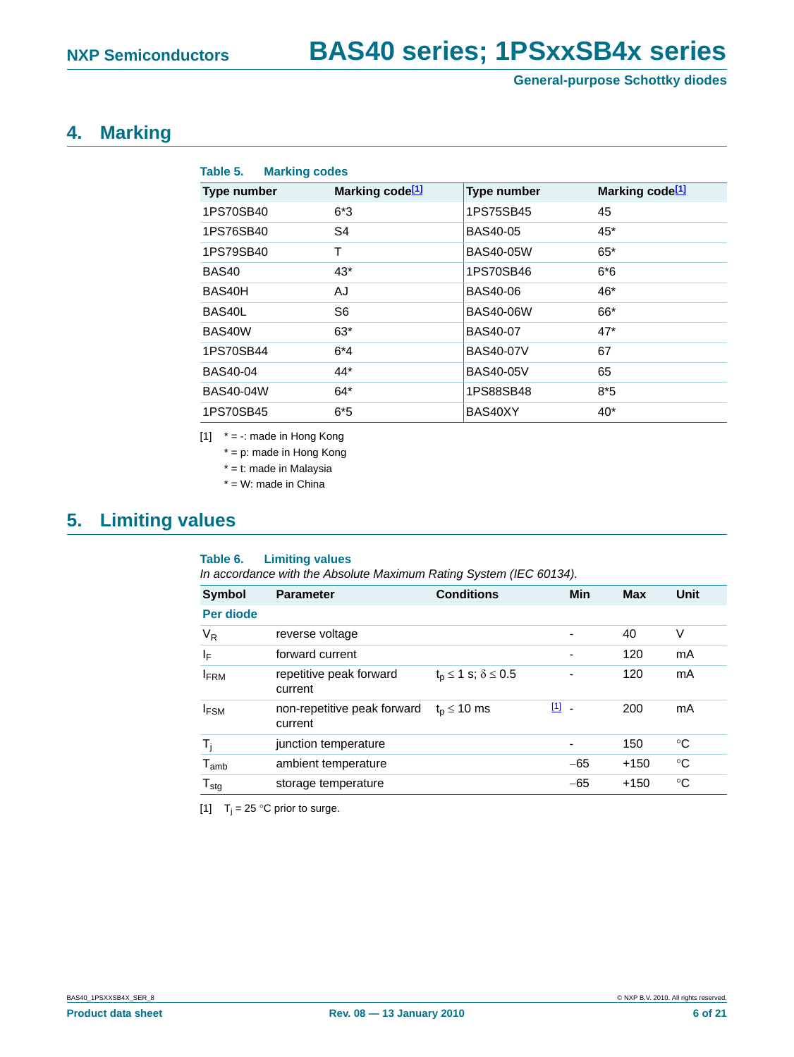## 4. Marking

**Table 5. Marking codes**

| Type number | Marking code[1] | Type number | Marking code[1] |
|---|---|---|---|
| 1PS70SB40 | 6*3 | 1PS75SB45 | 45 |
| 1PS76SB40 | S4 | BAS40-05 | 45* |
| 1PS79SB40 | T | BAS40-05W | 65* |
| BAS40 | 43* | 1PS70SB46 | 6*6 |
| BAS40H | AJ | BAS40-06 | 46* |
| BAS40L | S6 | BAS40-06W | 66* |
| BAS40W | 63* | BAS40-07 | 47* |
| 1PS70SB44 | 6*4 | BAS40-07V | 67 |
| BAS40-04 | 44* | BAS40-05V | 65 |
| BAS40-04W | 64* | 1PS88SB48 | 8*5 |
| 1PS70SB45 | 6*5 | BAS40XY | 40* |

[1] * = -: made in Hong Kong
* = p: made in Hong Kong
* = t: made in Malaysia
* = W: made in China

## 5. Limiting values

**Table 6. Limiting values**
*In accordance with the Absolute Maximum Rating System (IEC 60134).*

| Symbol | Parameter | Conditions | | Min | Max | Unit |
|---|---|---|---|---|---|---|
| **Per diode** | | | | | | |
| $V_R$ | reverse voltage | | | - | 40 | V |
| $I_F$ | forward current | | | - | 120 | mA |
| $I_{FRM}$ | repetitive peak forward current | $t_p \leq 1$ s; $\delta \leq 0.5$ | | - | 120 | mA |
| $I_{FSM}$ | non-repetitive peak forward current | $t_p \leq 10$ ms | [1] | - | 200 | mA |
| $T_j$ | junction temperature | | | - | 150 | °C |
| $T_{amb}$ | ambient temperature | | | −65 | +150 | °C |
| $T_{stg}$ | storage temperature | | | −65 | +150 | °C |

[1] $T_j = 25$ °C prior to surge.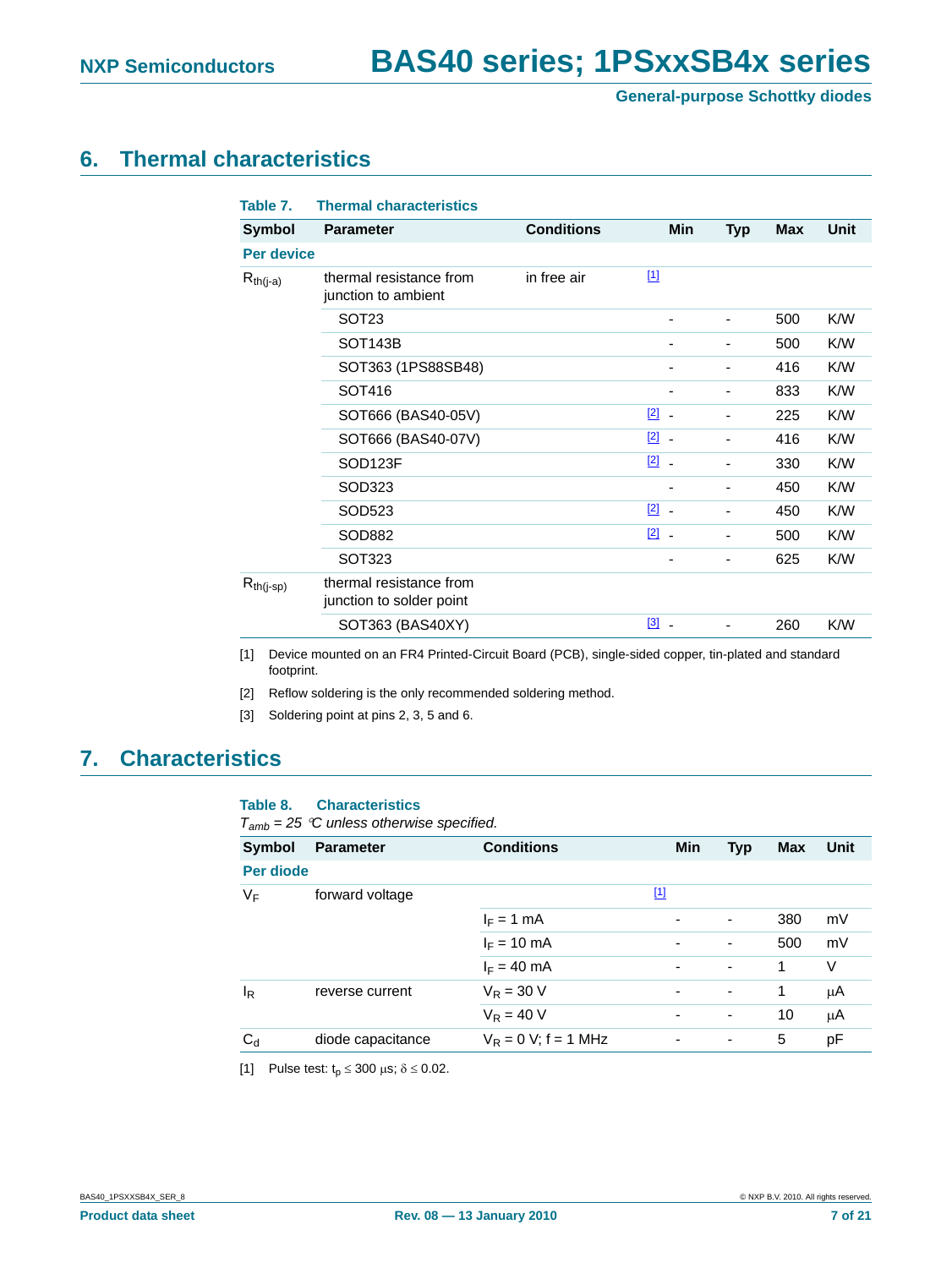## 6. Thermal characteristics

**Table 7. Thermal characteristics**

| Symbol | Parameter | Conditions | | Min | Typ | Max | Unit |
|---|---|---|---|---|---|---|---|
| **Per device** | | | | | | | |
| $R_{th(j-a)}$ | thermal resistance from junction to ambient | in free air | [1] | | | | |
| | SOT23 | | | - | - | 500 | K/W |
| | SOT143B | | | - | - | 500 | K/W |
| | SOT363 (1PS88SB48) | | | - | - | 416 | K/W |
| | SOT416 | | | - | - | 833 | K/W |
| | SOT666 (BAS40-05V) | | [2] | - | - | 225 | K/W |
| | SOT666 (BAS40-07V) | | [2] | - | - | 416 | K/W |
| | SOD123F | | [2] | - | - | 330 | K/W |
| | SOD323 | | | - | - | 450 | K/W |
| | SOD523 | | [2] | - | - | 450 | K/W |
| | SOD882 | | [2] | - | - | 500 | K/W |
| | SOT323 | | | - | - | 625 | K/W |
| $R_{th(j-sp)}$ | thermal resistance from junction to solder point | | | | | | |
| | SOT363 (BAS40XY) | | [3] | - | - | 260 | K/W |

[1] Device mounted on an FR4 Printed-Circuit Board (PCB), single-sided copper, tin-plated and standard footprint.

[2] Reflow soldering is the only recommended soldering method.

[3] Soldering point at pins 2, 3, 5 and 6.

## 7. Characteristics

**Table 8. Characteristics**

*$T_{amb}$ = 25 °C unless otherwise specified.*

| Symbol | Parameter | Conditions | | Min | Typ | Max | Unit |
|---|---|---|---|---|---|---|---|
| **Per diode** | | | | | | | |
| $V_F$ | forward voltage | | [1] | | | | |
| | | $I_F$ = 1 mA | | - | - | 380 | mV |
| | | $I_F$ = 10 mA | | - | - | 500 | mV |
| | | $I_F$ = 40 mA | | - | - | 1 | V |
| $I_R$ | reverse current | $V_R$ = 30 V | | - | - | 1 | μA |
| | | $V_R$ = 40 V | | - | - | 10 | μA |
| $C_d$ | diode capacitance | $V_R$ = 0 V; f = 1 MHz | | - | - | 5 | pF |

[1] Pulse test: $t_p \leq 300$ μs; $\delta \leq 0.02$.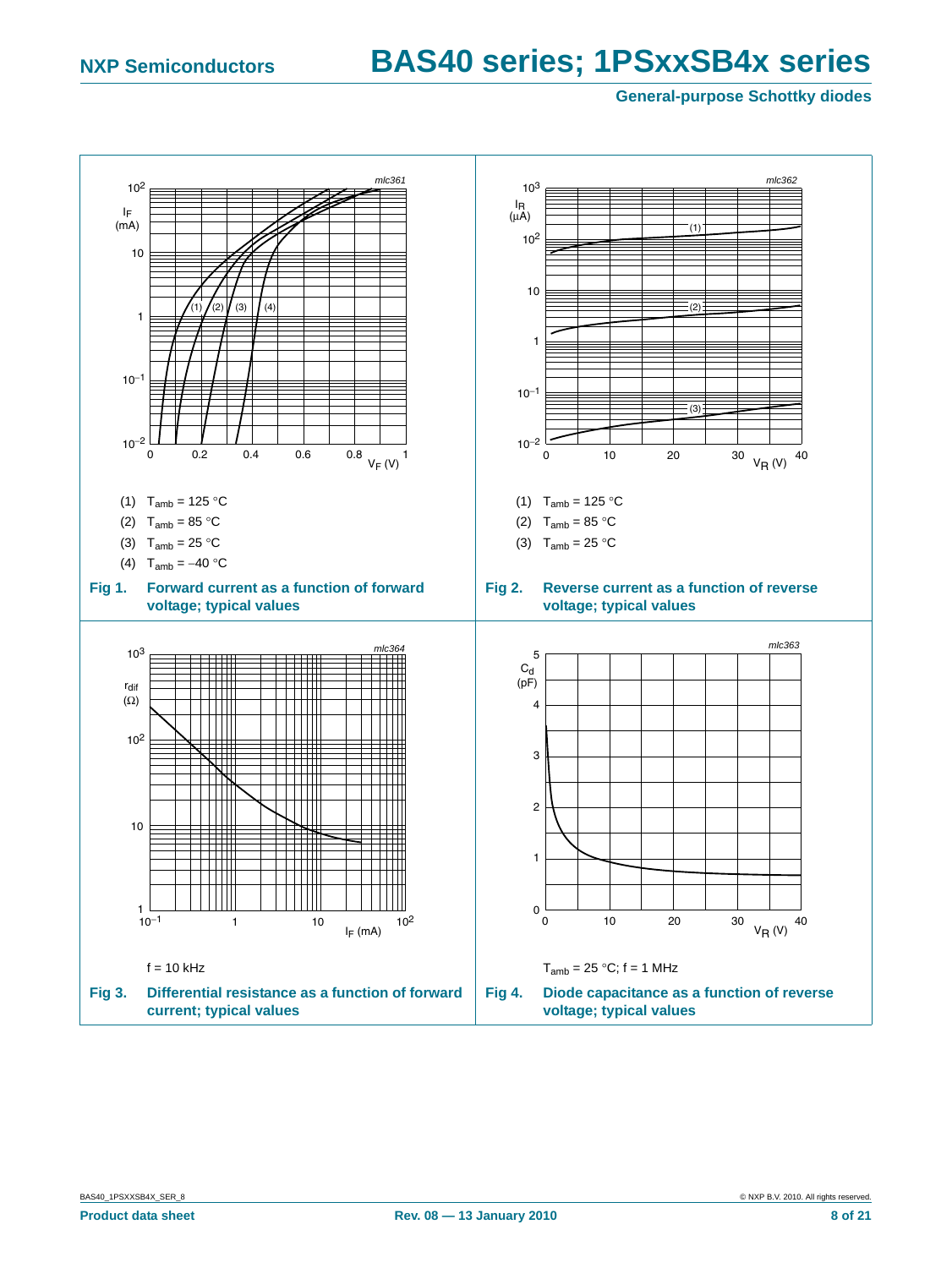(1) $T_{amb}$ = 125 °C

(2) $T_{amb}$ = 85 °C

(3) $T_{amb}$ = 25 °C

(4) $T_{amb}$ = −40 °C

**Fig 1. Forward current as a function of forward voltage; typical values**

(1) $T_{amb}$ = 125 °C

(2) $T_{amb}$ = 85 °C

(3) $T_{amb}$ = 25 °C

**Fig 2. Reverse current as a function of reverse voltage; typical values**

f = 10 kHz

**Fig 3. Differential resistance as a function of forward current; typical values**

$T_{amb}$ = 25 °C; f = 1 MHz

**Fig 4. Diode capacitance as a function of reverse voltage; typical values**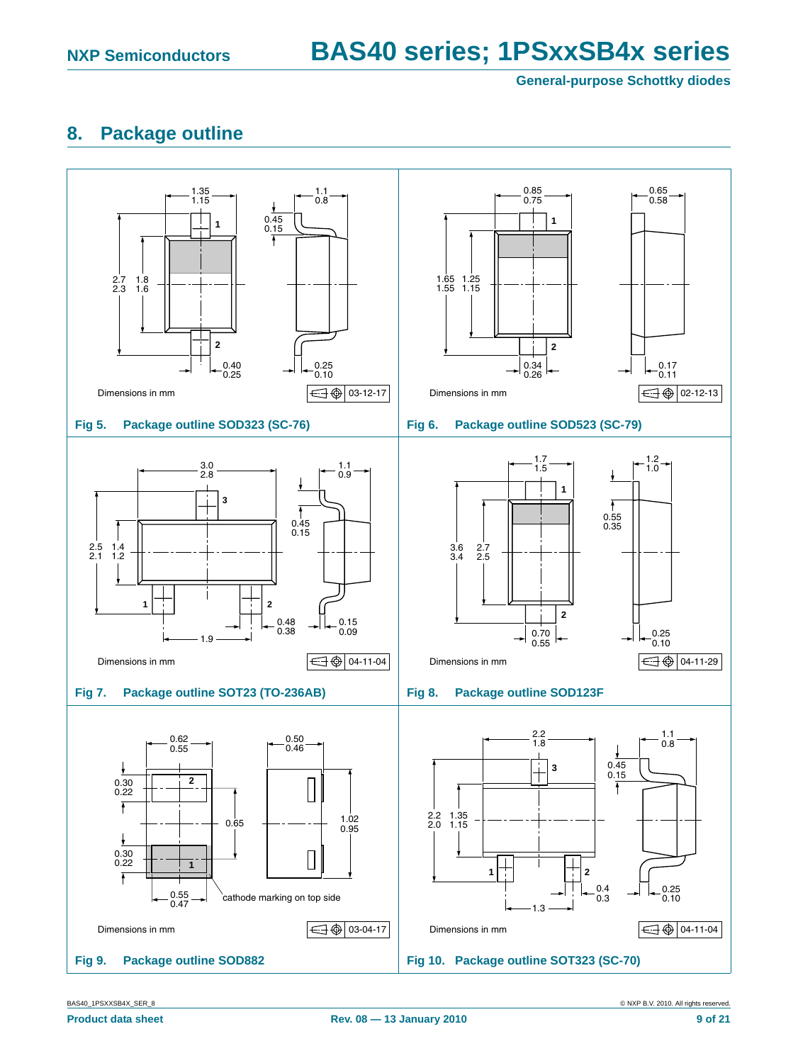## 8. Package outline

Dimensions in mm

03-12-17

Fig 5. Package outline SOD323 (SC-76)

Dimensions in mm

02-12-13

Fig 6. Package outline SOD523 (SC-79)

Dimensions in mm

04-11-04

Fig 7. Package outline SOT23 (TO-236AB)

Dimensions in mm

04-11-29

Fig 8. Package outline SOD123F

cathode marking on top side

Dimensions in mm

03-04-17

Fig 9. Package outline SOD882

Dimensions in mm

04-11-04

Fig 10. Package outline SOT323 (SC-70)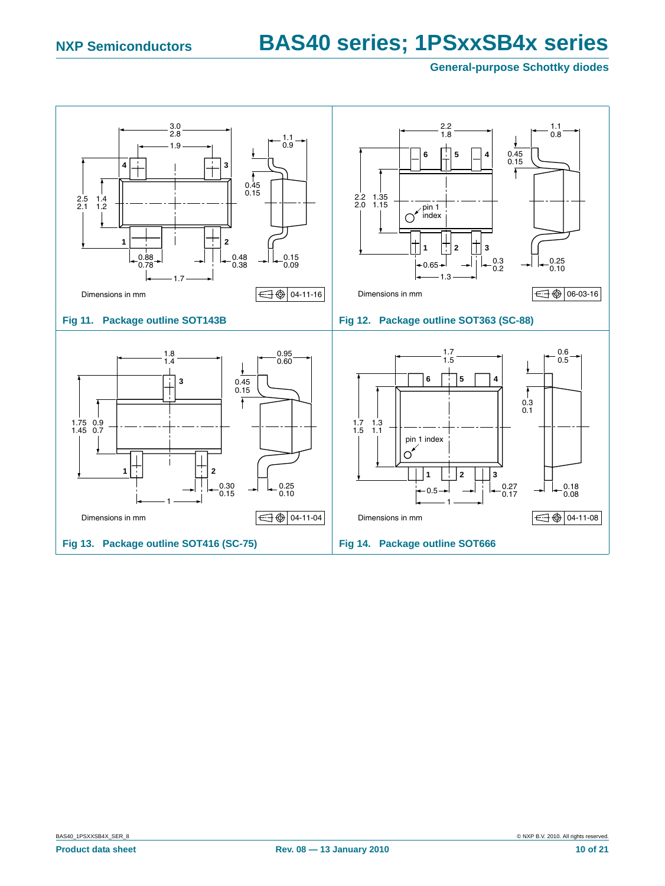Dimensions in mm

04-11-16

**Fig 11. Package outline SOT143B**

Dimensions in mm

06-03-16

**Fig 12. Package outline SOT363 (SC-88)**

Dimensions in mm

04-11-04

**Fig 13. Package outline SOT416 (SC-75)**

Dimensions in mm

04-11-08

**Fig 14. Package outline SOT666**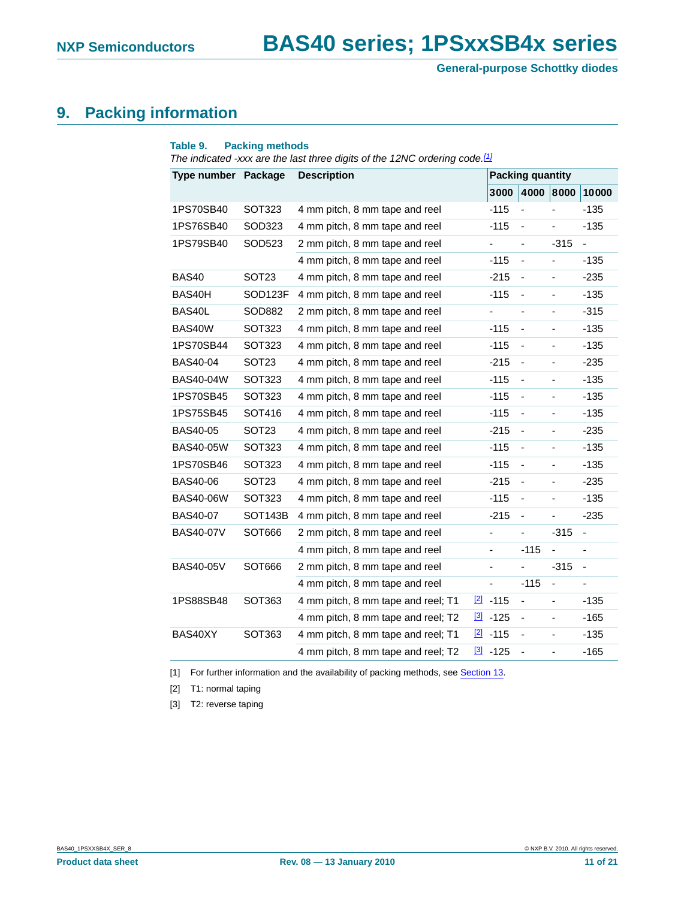# 9. Packing information

**Table 9. Packing methods**

*The indicated -xxx are the last three digits of the 12NC ordering code.*[1]

| Type number | Package | Description | Packing quantity | | | |
|---|---|---|---|---|---|---|
| | | | 3000 | 4000 | 8000 | 10000 |
| 1PS70SB40 | SOT323 | 4 mm pitch, 8 mm tape and reel | -115 | - | - | -135 |
| 1PS76SB40 | SOD323 | 4 mm pitch, 8 mm tape and reel | -115 | - | - | -135 |
| 1PS79SB40 | SOD523 | 2 mm pitch, 8 mm tape and reel | - | - | -315 | - |
| | | 4 mm pitch, 8 mm tape and reel | -115 | - | - | -135 |
| BAS40 | SOT23 | 4 mm pitch, 8 mm tape and reel | -215 | - | - | -235 |
| BAS40H | SOD123F | 4 mm pitch, 8 mm tape and reel | -115 | - | - | -135 |
| BAS40L | SOD882 | 2 mm pitch, 8 mm tape and reel | - | - | - | -315 |
| BAS40W | SOT323 | 4 mm pitch, 8 mm tape and reel | -115 | - | - | -135 |
| 1PS70SB44 | SOT323 | 4 mm pitch, 8 mm tape and reel | -115 | - | - | -135 |
| BAS40-04 | SOT23 | 4 mm pitch, 8 mm tape and reel | -215 | - | - | -235 |
| BAS40-04W | SOT323 | 4 mm pitch, 8 mm tape and reel | -115 | - | - | -135 |
| 1PS70SB45 | SOT323 | 4 mm pitch, 8 mm tape and reel | -115 | - | - | -135 |
| 1PS75SB45 | SOT416 | 4 mm pitch, 8 mm tape and reel | -115 | - | - | -135 |
| BAS40-05 | SOT23 | 4 mm pitch, 8 mm tape and reel | -215 | - | - | -235 |
| BAS40-05W | SOT323 | 4 mm pitch, 8 mm tape and reel | -115 | - | - | -135 |
| 1PS70SB46 | SOT323 | 4 mm pitch, 8 mm tape and reel | -115 | - | - | -135 |
| BAS40-06 | SOT23 | 4 mm pitch, 8 mm tape and reel | -215 | - | - | -235 |
| BAS40-06W | SOT323 | 4 mm pitch, 8 mm tape and reel | -115 | - | - | -135 |
| BAS40-07 | SOT143B | 4 mm pitch, 8 mm tape and reel | -215 | - | - | -235 |
| BAS40-07V | SOT666 | 2 mm pitch, 8 mm tape and reel | - | - | -315 | - |
| | | 4 mm pitch, 8 mm tape and reel | - | -115 | - | - |
| BAS40-05V | SOT666 | 2 mm pitch, 8 mm tape and reel | - | - | -315 | - |
| | | 4 mm pitch, 8 mm tape and reel | - | -115 | - | - |
| 1PS88SB48 | SOT363 | 4 mm pitch, 8 mm tape and reel; T1 [2] | -115 | - | - | -135 |
| | | 4 mm pitch, 8 mm tape and reel; T2 [3] | -125 | - | - | -165 |
| BAS40XY | SOT363 | 4 mm pitch, 8 mm tape and reel; T1 [2] | -115 | - | - | -135 |
| | | 4 mm pitch, 8 mm tape and reel; T2 [3] | -125 | - | - | -165 |

[1] For further information and the availability of packing methods, see Section 13.

[2] T1: normal taping

[3] T2: reverse taping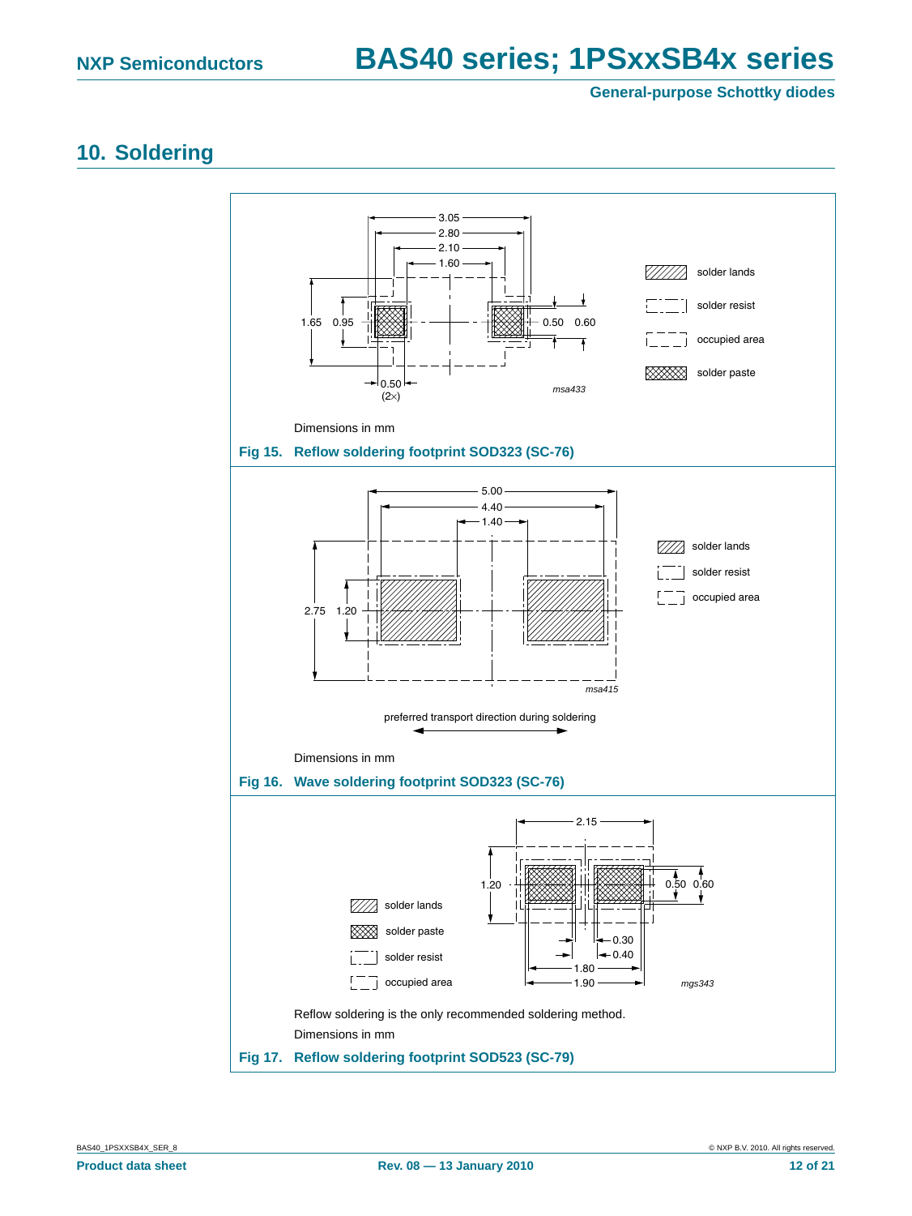## 10. Soldering

Dimensions in mm

**Fig 15. Reflow soldering footprint SOD323 (SC-76)**

preferred transport direction during soldering

Dimensions in mm

**Fig 16. Wave soldering footprint SOD323 (SC-76)**

Reflow soldering is the only recommended soldering method.

Dimensions in mm

**Fig 17. Reflow soldering footprint SOD523 (SC-79)**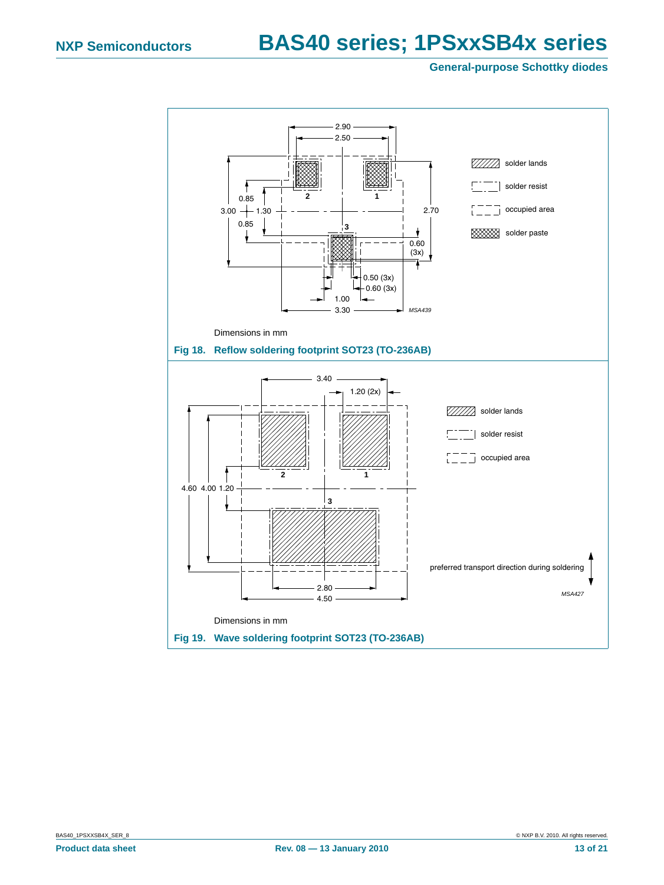Dimensions in mm

**Fig 18. Reflow soldering footprint SOT23 (TO-236AB)**

Dimensions in mm

**Fig 19. Wave soldering footprint SOT23 (TO-236AB)**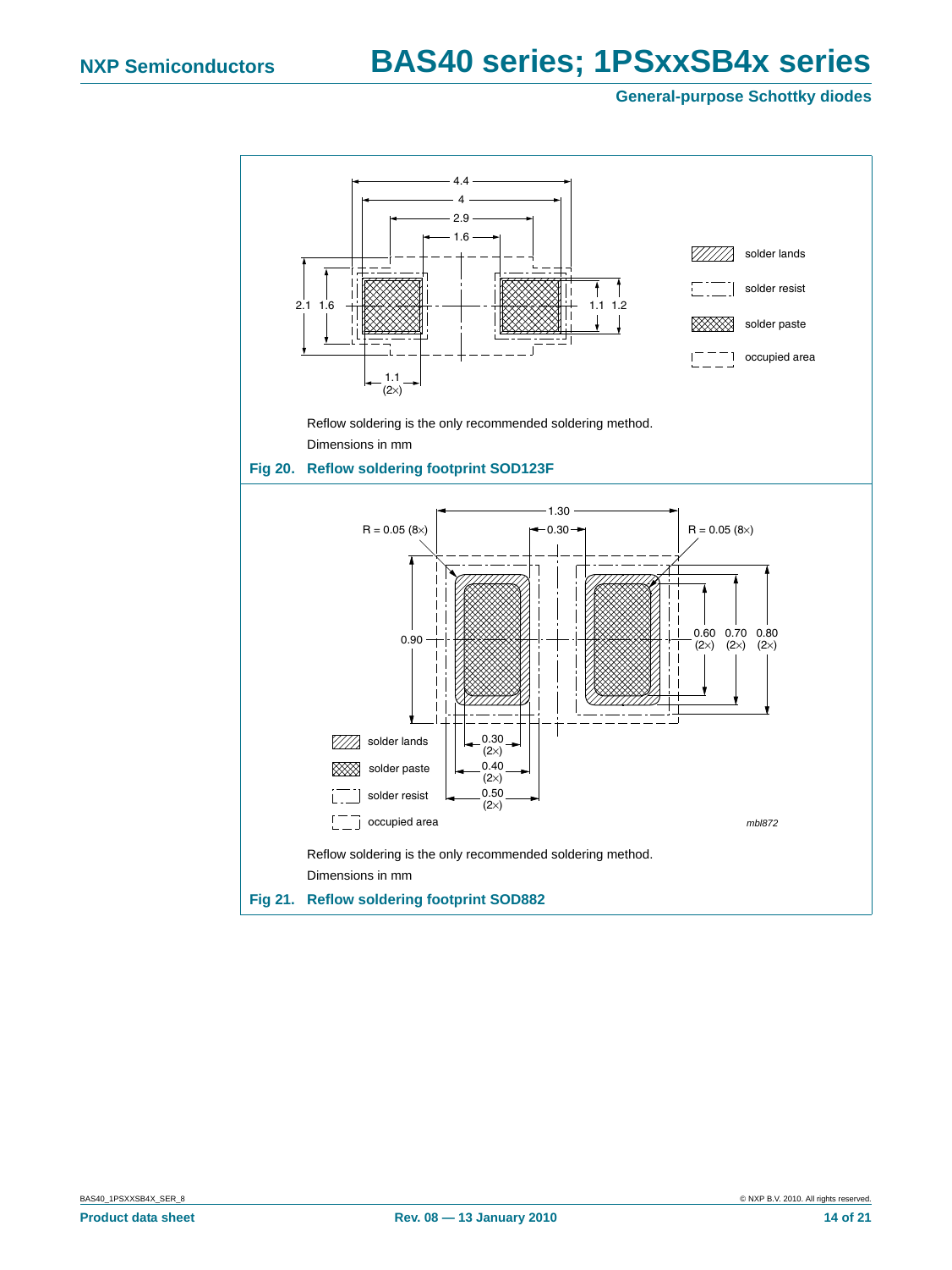Reflow soldering is the only recommended soldering method.

Dimensions in mm

**Fig 20. Reflow soldering footprint SOD123F**

Reflow soldering is the only recommended soldering method.

Dimensions in mm

**Fig 21. Reflow soldering footprint SOD882**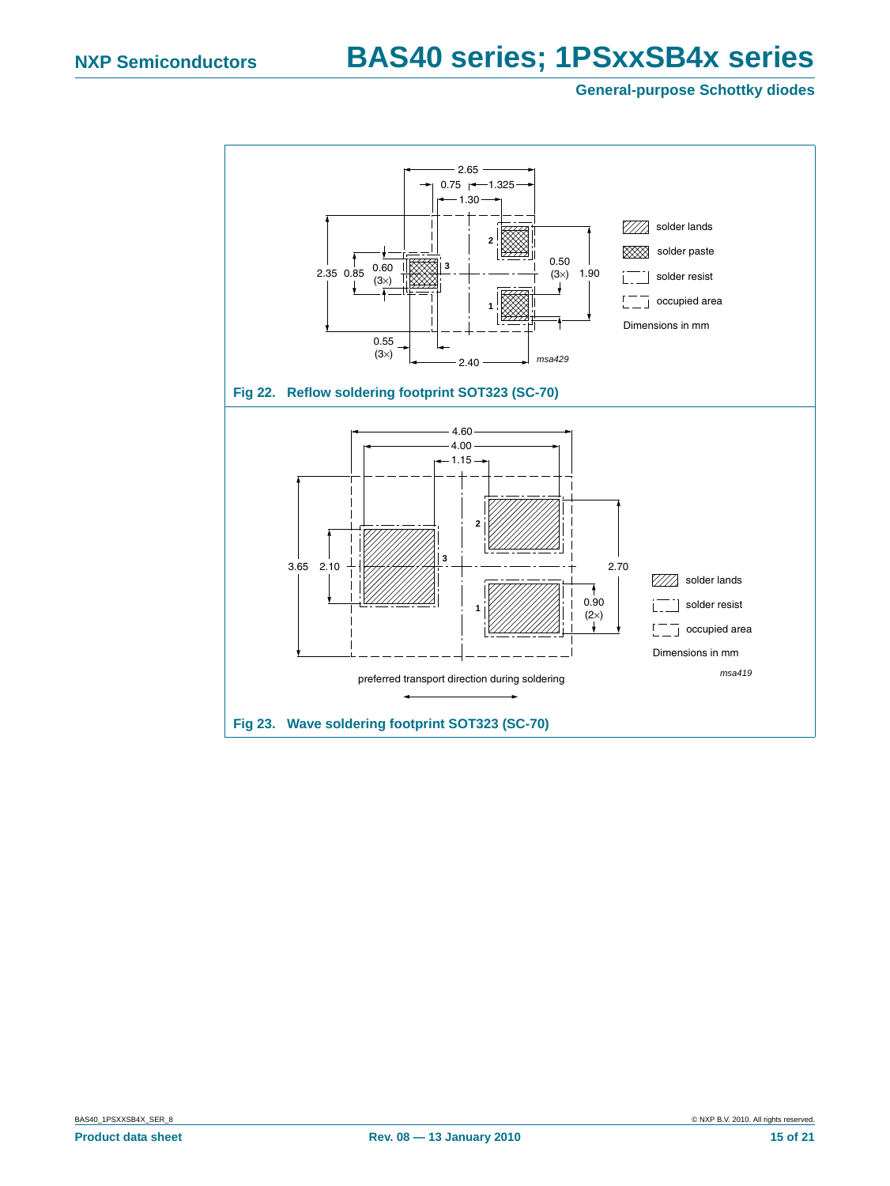Fig 22. Reflow soldering footprint SOT323 (SC-70)

Fig 23. Wave soldering footprint SOT323 (SC-70)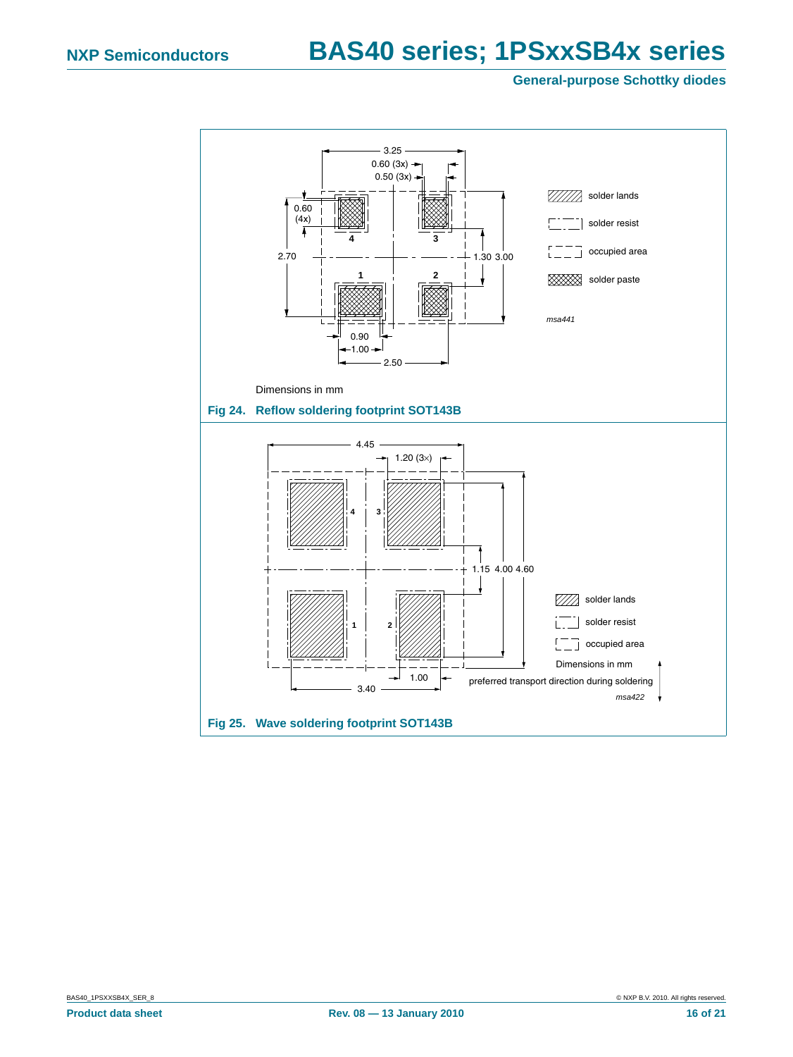Dimensions in mm

**Fig 24. Reflow soldering footprint SOT143B**

**Fig 25. Wave soldering footprint SOT143B**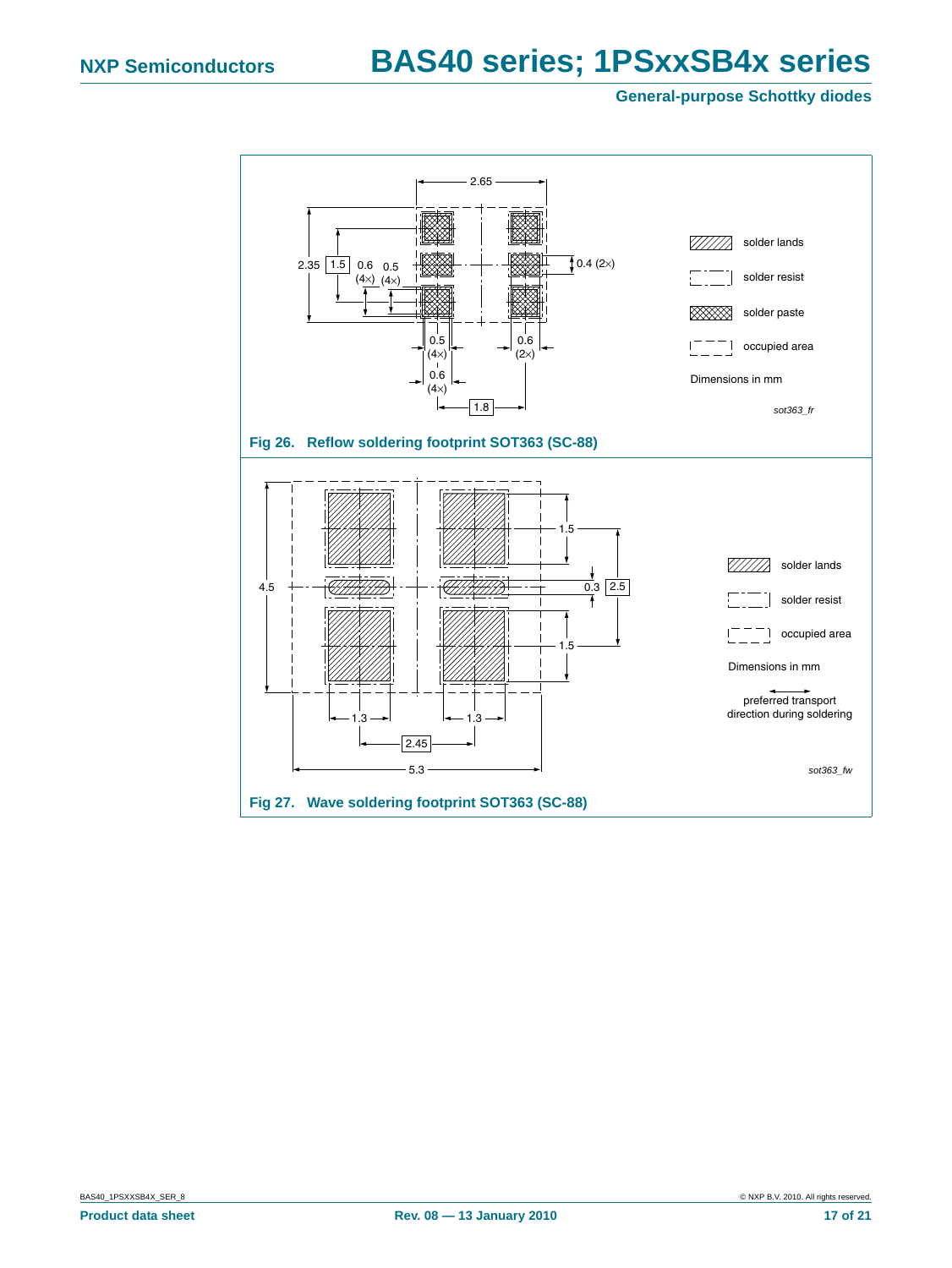2.65

2.35 | 1.5 | 0.6 (4×) | 0.5 (4×) | 0.4 (2×)

0.5 (4×) | 0.6 (2×)

0.6 (4×)

1.8

solder lands

solder resist

solder paste

occupied area

Dimensions in mm

*sot363_fr*

**Fig 26. Reflow soldering footprint SOT363 (SC-88)**

4.5 | 1.5 | 0.3 | 2.5 | 1.5

1.3 | 1.3

2.45

5.3

solder lands

solder resist

occupied area

Dimensions in mm

preferred transport direction during soldering

*sot363_fw*

**Fig 27. Wave soldering footprint SOT363 (SC-88)**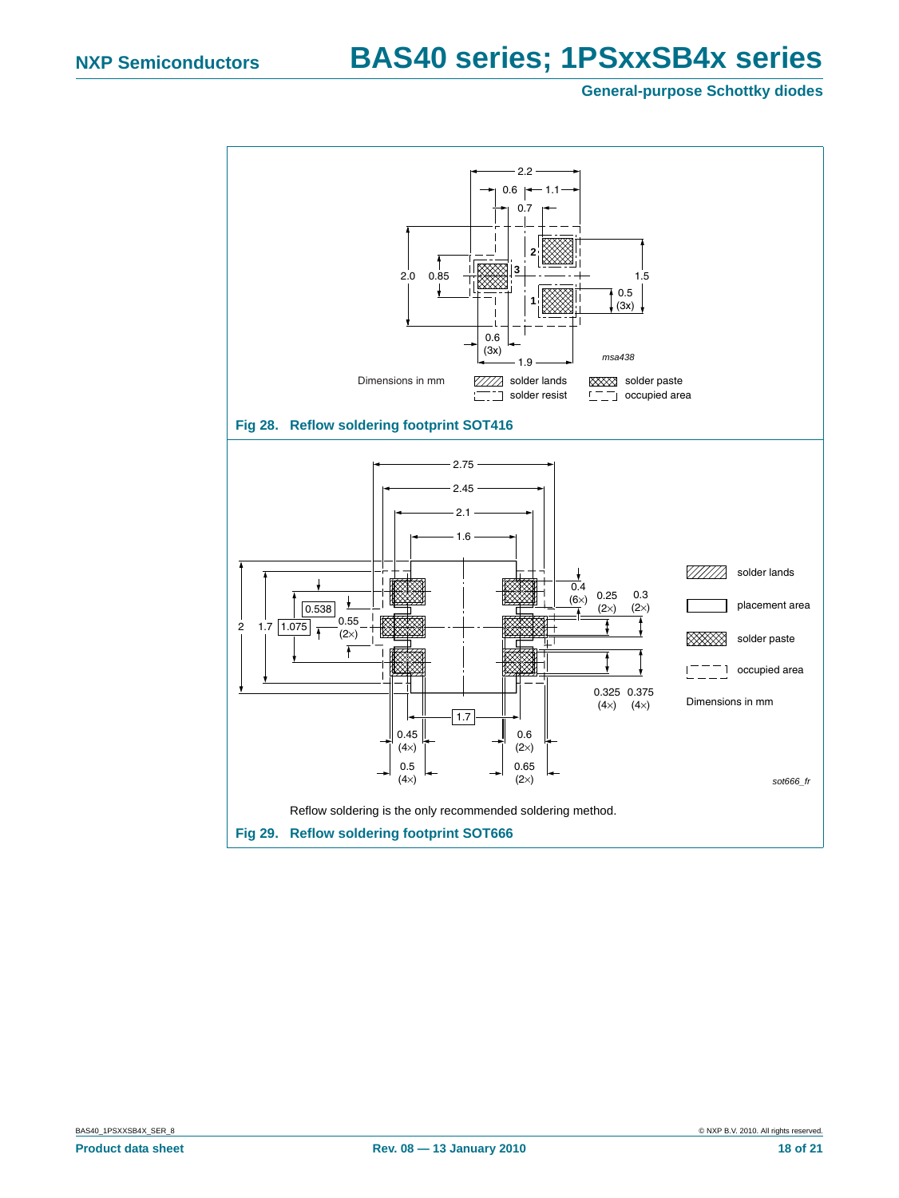Dimensions in mm

solder lands

solder resist

solder paste

occupied area

msa438

**Fig 28. Reflow soldering footprint SOT416**

solder lands

placement area

solder paste

occupied area

Dimensions in mm

sot666_fr

Reflow soldering is the only recommended soldering method.

**Fig 29. Reflow soldering footprint SOT666**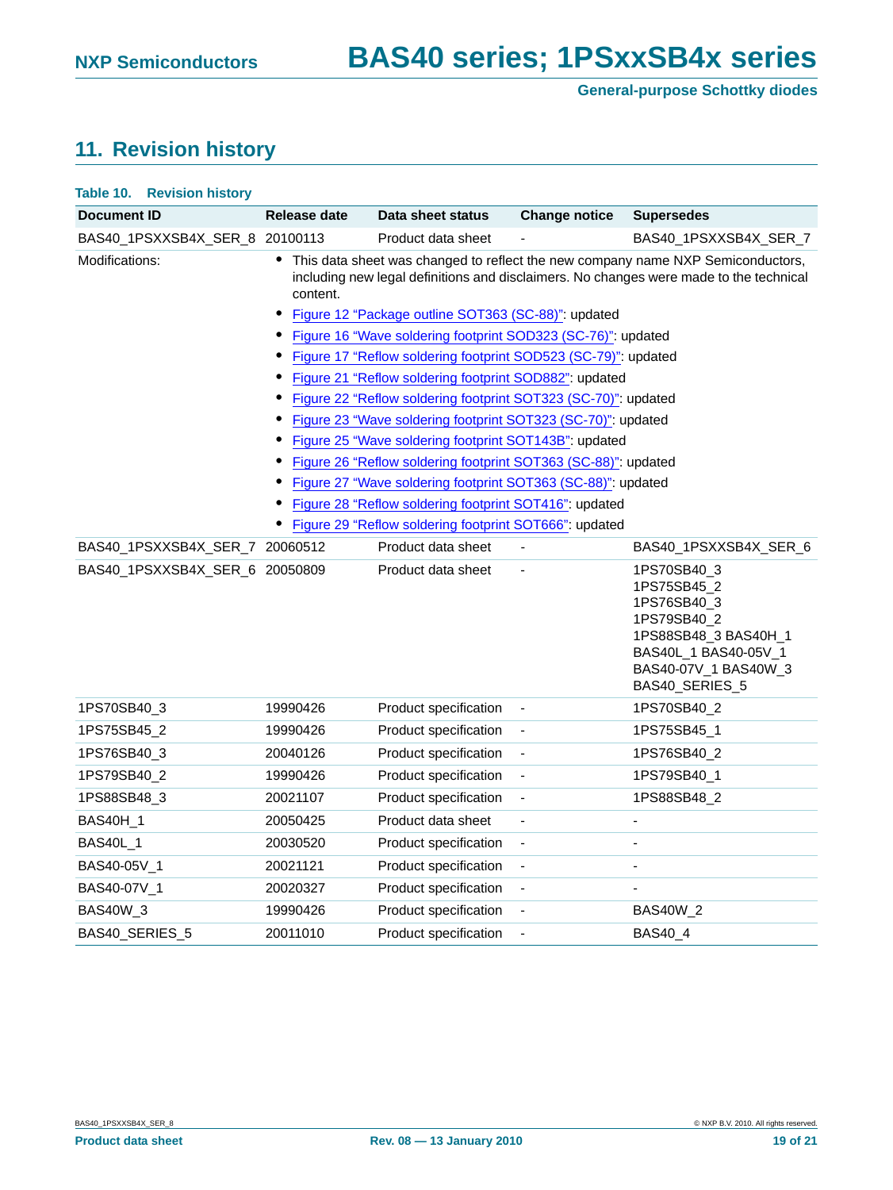## 11. Revision history

**Table 10. Revision history**

| Document ID | Release date | Data sheet status | Change notice | Supersedes |
|---|---|---|---|---|
| BAS40_1PSXXSB4X_SER_8 | 20100113 | Product data sheet | - | BAS40_1PSXXSB4X_SER_7 |
| Modifications: | • This data sheet was changed to reflect the new company name NXP Semiconductors, including new legal definitions and disclaimers. No changes were made to the technical content.<br>• Figure 12 “Package outline SOT363 (SC-88)”: updated<br>• Figure 16 “Wave soldering footprint SOD323 (SC-76)”: updated<br>• Figure 17 “Reflow soldering footprint SOD523 (SC-79)”: updated<br>• Figure 21 “Reflow soldering footprint SOD882”: updated<br>• Figure 22 “Reflow soldering footprint SOT323 (SC-70)”: updated<br>• Figure 23 “Wave soldering footprint SOT323 (SC-70)”: updated<br>• Figure 25 “Wave soldering footprint SOT143B”: updated<br>• Figure 26 “Reflow soldering footprint SOT363 (SC-88)”: updated<br>• Figure 27 “Wave soldering footprint SOT363 (SC-88)”: updated<br>• Figure 28 “Reflow soldering footprint SOT416”: updated<br>• Figure 29 “Reflow soldering footprint SOT666”: updated | | | |
| BAS40_1PSXXSB4X_SER_7 | 20060512 | Product data sheet | - | BAS40_1PSXXSB4X_SER_6 |
| BAS40_1PSXXSB4X_SER_6 | 20050809 | Product data sheet | - | 1PS70SB40_3 1PS75SB45_2 1PS76SB40_3 1PS79SB40_2 1PS88SB48_3 BAS40H_1 BAS40L_1 BAS40-05V_1 BAS40-07V_1 BAS40W_3 BAS40_SERIES_5 |
| 1PS70SB40_3 | 19990426 | Product specification | - | 1PS70SB40_2 |
| 1PS75SB45_2 | 19990426 | Product specification | - | 1PS75SB45_1 |
| 1PS76SB40_3 | 20040126 | Product specification | - | 1PS76SB40_2 |
| 1PS79SB40_2 | 19990426 | Product specification | - | 1PS79SB40_1 |
| 1PS88SB48_3 | 20021107 | Product specification | - | 1PS88SB48_2 |
| BAS40H_1 | 20050425 | Product data sheet | - | - |
| BAS40L_1 | 20030520 | Product specification | - | - |
| BAS40-05V_1 | 20021121 | Product specification | - | - |
| BAS40-07V_1 | 20020327 | Product specification | - | - |
| BAS40W_3 | 19990426 | Product specification | - | BAS40W_2 |
| BAS40_SERIES_5 | 20011010 | Product specification | - | BAS40_4 |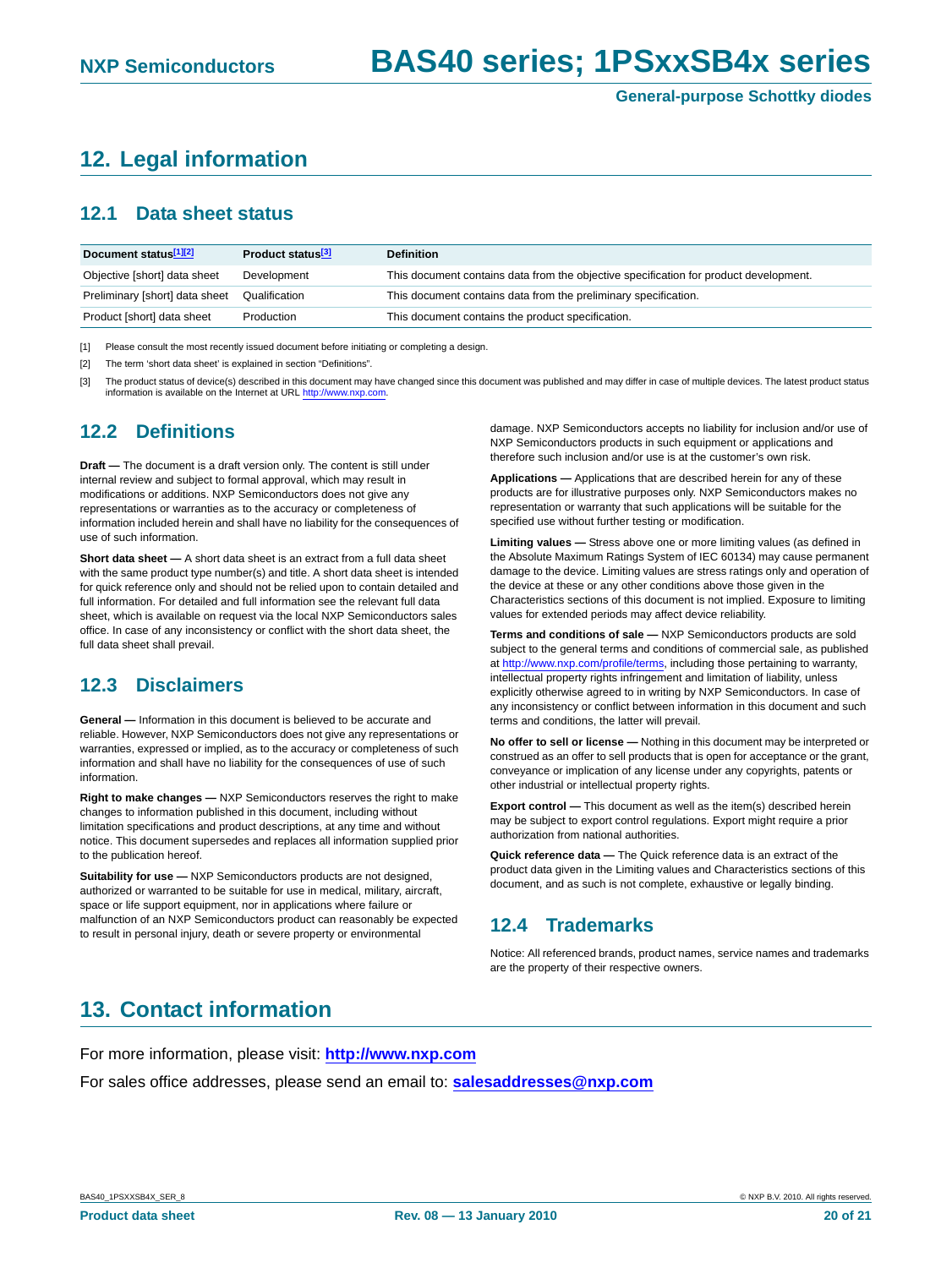# 12. Legal information

## 12.1 Data sheet status

| Document status[1][2] | Product status[3] | Definition |
| --- | --- | --- |
| Objective [short] data sheet | Development | This document contains data from the objective specification for product development. |
| Preliminary [short] data sheet | Qualification | This document contains data from the preliminary specification. |
| Product [short] data sheet | Production | This document contains the product specification. |

[1] Please consult the most recently issued document before initiating or completing a design.

[2] The term 'short data sheet' is explained in section "Definitions".

[3] The product status of device(s) described in this document may have changed since this document was published and may differ in case of multiple devices. The latest product status information is available on the Internet at URL http://www.nxp.com.

## 12.2 Definitions

**Draft —** The document is a draft version only. The content is still under internal review and subject to formal approval, which may result in modifications or additions. NXP Semiconductors does not give any representations or warranties as to the accuracy or completeness of information included herein and shall have no liability for the consequences of use of such information.

**Short data sheet —** A short data sheet is an extract from a full data sheet with the same product type number(s) and title. A short data sheet is intended for quick reference only and should not be relied upon to contain detailed and full information. For detailed and full information see the relevant full data sheet, which is available on request via the local NXP Semiconductors sales office. In case of any inconsistency or conflict with the short data sheet, the full data sheet shall prevail.

## 12.3 Disclaimers

**General —** Information in this document is believed to be accurate and reliable. However, NXP Semiconductors does not give any representations or warranties, expressed or implied, as to the accuracy or completeness of such information and shall have no liability for the consequences of use of such information.

**Right to make changes —** NXP Semiconductors reserves the right to make changes to information published in this document, including without limitation specifications and product descriptions, at any time and without notice. This document supersedes and replaces all information supplied prior to the publication hereof.

**Suitability for use —** NXP Semiconductors products are not designed, authorized or warranted to be suitable for use in medical, military, aircraft, space or life support equipment, nor in applications where failure or malfunction of an NXP Semiconductors product can reasonably be expected to result in personal injury, death or severe property or environmental damage. NXP Semiconductors accepts no liability for inclusion and/or use of NXP Semiconductors products in such equipment or applications and therefore such inclusion and/or use is at the customer's own risk.

**Applications —** Applications that are described herein for any of these products are for illustrative purposes only. NXP Semiconductors makes no representation or warranty that such applications will be suitable for the specified use without further testing or modification.

**Limiting values —** Stress above one or more limiting values (as defined in the Absolute Maximum Ratings System of IEC 60134) may cause permanent damage to the device. Limiting values are stress ratings only and operation of the device at these or any other conditions above those given in the Characteristics sections of this document is not implied. Exposure to limiting values for extended periods may affect device reliability.

**Terms and conditions of sale —** NXP Semiconductors products are sold subject to the general terms and conditions of commercial sale, as published at http://www.nxp.com/profile/terms, including those pertaining to warranty, intellectual property rights infringement and limitation of liability, unless explicitly otherwise agreed to in writing by NXP Semiconductors. In case of any inconsistency or conflict between information in this document and such terms and conditions, the latter will prevail.

**No offer to sell or license —** Nothing in this document may be interpreted or construed as an offer to sell products that is open for acceptance or the grant, conveyance or implication of any license under any copyrights, patents or other industrial or intellectual property rights.

**Export control —** This document as well as the item(s) described herein may be subject to export control regulations. Export might require a prior authorization from national authorities.

**Quick reference data —** The Quick reference data is an extract of the product data given in the Limiting values and Characteristics sections of this document, and as such is not complete, exhaustive or legally binding.

## 12.4 Trademarks

Notice: All referenced brands, product names, service names and trademarks are the property of their respective owners.

# 13. Contact information

For more information, please visit: **http://www.nxp.com**

For sales office addresses, please send an email to: **salesaddresses@nxp.com**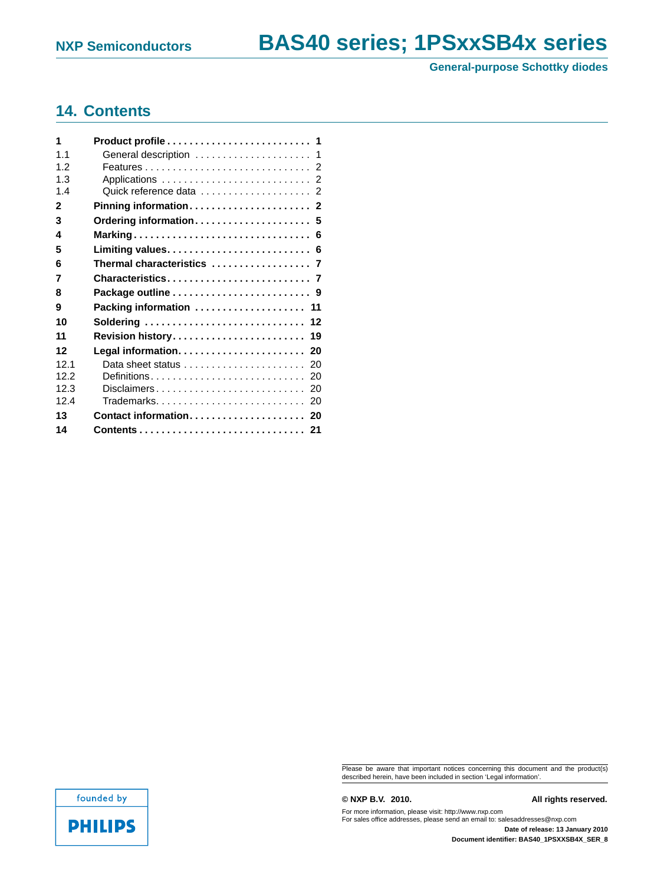## 14. Contents

| | | |
|---|---|---|
| **1** | **Product profile** | **1** |
| 1.1 | General description | 1 |
| 1.2 | Features | 2 |
| 1.3 | Applications | 2 |
| 1.4 | Quick reference data | 2 |
| **2** | **Pinning information** | **2** |
| **3** | **Ordering information** | **5** |
| **4** | **Marking** | **6** |
| **5** | **Limiting values** | **6** |
| **6** | **Thermal characteristics** | **7** |
| **7** | **Characteristics** | **7** |
| **8** | **Package outline** | **9** |
| **9** | **Packing information** | **11** |
| **10** | **Soldering** | **12** |
| **11** | **Revision history** | **19** |
| **12** | **Legal information** | **20** |
| 12.1 | Data sheet status | 20 |
| 12.2 | Definitions | 20 |
| 12.3 | Disclaimers | 20 |
| 12.4 | Trademarks | 20 |
| **13** | **Contact information** | **20** |
| **14** | **Contents** | **21** |

Please be aware that important notices concerning this document and the product(s) described herein, have been included in section 'Legal information'.

**© NXP B.V. 2010.** **All rights reserved.**

For more information, please visit: http://www.nxp.com
For sales office addresses, please send an email to: salesaddresses@nxp.com

**Date of release: 13 January 2010**

**Document identifier: BAS40_1PSXXSB4X_SER_8**

founded by PHILIPS